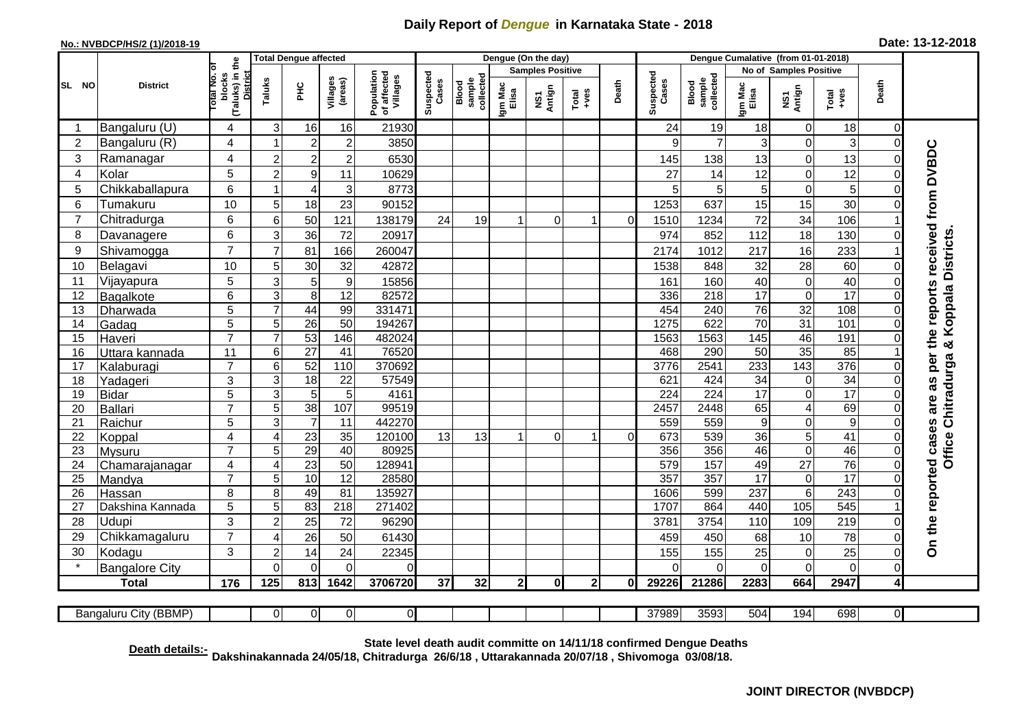# Daily Report of *Dengue* in Karnataka State - 2018

**No.: NVBDCP/HS/2 (1)/2018-19**

**Date: 13-12-2018**

| SL NO | District | Total No. of blocks (Taluks) in the District | Total Dengue affected | | | | Dengue (On the day) | | | | | | | Dengue Cumalative (from 01-01-2018) | | | | | | | |
|---|---|---|---|---|---|---|---|---|---|---|---|---|---|---|---|---|---|---|---|---|
| | | | Taluks | PHC | Villages (areas) | Population of affected Villages | Suspected Cases | Blood sample collected | Samples Positive | | | Death | Suspected Cases | Blood sample collected | No of Samples Positive | | | Death | |
| | | | | | | | | | Igm Mac Elisa | NS1 Antign | Total +ves | | | | Igm Mac Elisa | NS1 Antign | Total +ves | | |
| 1 | Bangaluru (U) | 4 | 3 | 16 | 16 | 21930 | | | | | | | 24 | 19 | 18 | 0 | 18 | 0 | On the reported cases are as per the reports received from DVBDC Office Chitradurga & Koppala Districts. |
| 2 | Bangaluru (R) | 4 | 1 | 2 | 2 | 3850 | | | | | | | 9 | 7 | 3 | 0 | 3 | 0 | |
| 3 | Ramanagar | 4 | 2 | 2 | 2 | 6530 | | | | | | | 145 | 138 | 13 | 0 | 13 | 0 | |
| 4 | Kolar | 5 | 2 | 9 | 11 | 10629 | | | | | | | 27 | 14 | 12 | 0 | 12 | 0 | |
| 5 | Chikkaballapura | 6 | 1 | 4 | 3 | 8773 | | | | | | | 5 | 5 | 5 | 0 | 5 | 0 | |
| 6 | Tumakuru | 10 | 5 | 18 | 23 | 90152 | | | | | | | 1253 | 637 | 15 | 15 | 30 | 0 | |
| 7 | Chitradurga | 6 | 6 | 50 | 121 | 138179 | 24 | 19 | 1 | 0 | 1 | 0 | 1510 | 1234 | 72 | 34 | 106 | 1 | |
| 8 | Davanagere | 6 | 3 | 36 | 72 | 20917 | | | | | | | 974 | 852 | 112 | 18 | 130 | 0 | |
| 9 | Shivamogga | 7 | 7 | 81 | 166 | 260047 | | | | | | | 2174 | 1012 | 217 | 16 | 233 | 1 | |
| 10 | Belagavi | 10 | 5 | 30 | 32 | 42872 | | | | | | | 1538 | 848 | 32 | 28 | 60 | 0 | |
| 11 | Vijayapura | 5 | 3 | 5 | 9 | 15856 | | | | | | | 161 | 160 | 40 | 0 | 40 | 0 | |
| 12 | Bagalkote | 6 | 3 | 8 | 12 | 82572 | | | | | | | 336 | 218 | 17 | 0 | 17 | 0 | |
| 13 | Dharwada | 5 | 7 | 44 | 99 | 331471 | | | | | | | 454 | 240 | 76 | 32 | 108 | 0 | |
| 14 | Gadag | 5 | 5 | 26 | 50 | 194267 | | | | | | | 1275 | 622 | 70 | 31 | 101 | 0 | |
| 15 | Haveri | 7 | 7 | 53 | 146 | 482024 | | | | | | | 1563 | 1563 | 145 | 46 | 191 | 0 | |
| 16 | Uttara kannada | 11 | 6 | 27 | 41 | 76520 | | | | | | | 468 | 290 | 50 | 35 | 85 | 1 | |
| 17 | Kalaburagi | 7 | 6 | 52 | 110 | 370692 | | | | | | | 3776 | 2541 | 233 | 143 | 376 | 0 | |
| 18 | Yadageri | 3 | 3 | 18 | 22 | 57549 | | | | | | | 621 | 424 | 34 | 0 | 34 | 0 | |
| 19 | Bidar | 5 | 3 | 5 | 5 | 4161 | | | | | | | 224 | 224 | 17 | 0 | 17 | 0 | |
| 20 | Ballari | 7 | 5 | 38 | 107 | 99519 | | | | | | | 2457 | 2448 | 65 | 4 | 69 | 0 | |
| 21 | Raichur | 5 | 3 | 7 | 11 | 442270 | | | | | | | 559 | 559 | 9 | 0 | 9 | 0 | |
| 22 | Koppal | 4 | 4 | 23 | 35 | 120100 | 13 | 13 | 1 | 0 | 1 | 0 | 673 | 539 | 36 | 5 | 41 | 0 | |
| 23 | Mysuru | 7 | 5 | 29 | 40 | 80925 | | | | | | | 356 | 356 | 46 | 0 | 46 | 0 | |
| 24 | Chamarajanagar | 4 | 4 | 23 | 50 | 128941 | | | | | | | 579 | 157 | 49 | 27 | 76 | 0 | |
| 25 | Mandya | 7 | 5 | 10 | 12 | 28580 | | | | | | | 357 | 357 | 17 | 0 | 17 | 0 | |
| 26 | Hassan | 8 | 8 | 49 | 81 | 135927 | | | | | | | 1606 | 599 | 237 | 6 | 243 | 0 | |
| 27 | Dakshina Kannada | 5 | 5 | 83 | 218 | 271402 | | | | | | | 1707 | 864 | 440 | 105 | 545 | 1 | |
| 28 | Udupi | 3 | 2 | 25 | 72 | 96290 | | | | | | | 3781 | 3754 | 110 | 109 | 219 | 0 | |
| 29 | Chikkamagaluru | 7 | 4 | 26 | 50 | 61430 | | | | | | | 459 | 450 | 68 | 10 | 78 | 0 | |
| 30 | Kodagu | 3 | 2 | 14 | 24 | 22345 | | | | | | | 155 | 155 | 25 | 0 | 25 | 0 | |
| * | Bangalore City | | 0 | 0 | 0 | 0 | | | | | | | 0 | 0 | 0 | 0 | 0 | 0 | |
| **Total** | | **176** | **125** | **813** | **1642** | **3706720** | **37** | **32** | **2** | **0** | **2** | **0** | **29226** | **21286** | **2283** | **664** | **2947** | **4** | |

| Bangaluru City (BBMP) | | 0 | 0 | 0 | 0 | | | | | | | 37989 | 3593 | 504 | 194 | 698 | 0 |
|---|---|---|---|---|---|---|---|---|---|---|---|---|---|---|---|---|---|

**Death details:-** **State level death audit committe on 14/11/18 confirmed Dengue Deaths Dakshinakannada 24/05/18, Chitradurga 26/6/18 , Uttarakannada 20/07/18 , Shivomoga 03/08/18.**

**JOINT DIRECTOR (NVBDCP)**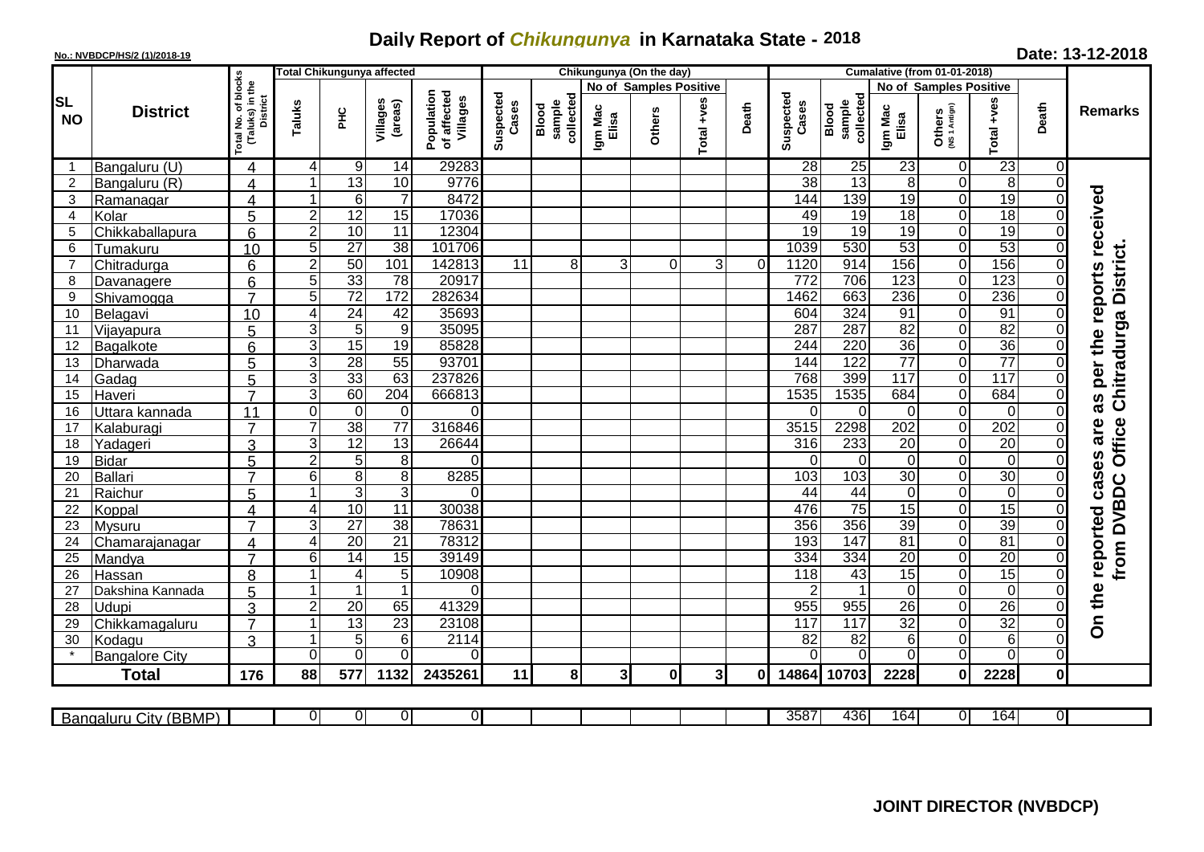# Daily Report of *Chikungunya* in Karnataka State - 2018

**No.: NVBDCP/HS/2 (1)/2018-19**

**Date: 13-12-2018**

| SL NO | District | Total No. of blocks (Taluks) in the District | Total Chikungunya affected | | | | Chikungunya (On the day) | | | | | | | Cumalative (from 01-01-2018) | | | | | | | Remarks |
|---|---|---|---|---|---|---|---|---|---|---|---|---|---|---|---|---|---|---|---|---|---|
| | | | Taluks | PHC | Villages (areas) | Population of affected Villages | Suspected Cases | Blood sample collected | No of Samples Positive | | | Death | Suspected Cases | Blood sample collected | No of Samples Positive | | | Death | |
| | | | | | | | | | Igm Mac Elisa | Others | Total +ves | | | | Igm Mac Elisa | Others (NS 1 Antign) | Total +ves | | |
| 1 | Bangaluru (U) | 4 | 4 | 9 | 14 | 29283 | | | | | | | 28 | 25 | 23 | 0 | 23 | 0 | On the reported cases are as per the reports received from DVBDC Office Chitradurga District. |
| 2 | Bangaluru (R) | 4 | 1 | 13 | 10 | 9776 | | | | | | | 38 | 13 | 8 | 0 | 8 | 0 | |
| 3 | Ramanagar | 4 | 1 | 6 | 7 | 8472 | | | | | | | 144 | 139 | 19 | 0 | 19 | 0 | |
| 4 | Kolar | 5 | 2 | 12 | 15 | 17036 | | | | | | | 49 | 19 | 18 | 0 | 18 | 0 | |
| 5 | Chikkaballapura | 6 | 2 | 10 | 11 | 12304 | | | | | | | 19 | 19 | 19 | 0 | 19 | 0 | |
| 6 | Tumakuru | 10 | 5 | 27 | 38 | 101706 | | | | | | | 1039 | 530 | 53 | 0 | 53 | 0 | |
| 7 | Chitradurga | 6 | 2 | 50 | 101 | 142813 | 11 | 8 | 3 | 0 | 3 | 0 | 1120 | 914 | 156 | 0 | 156 | 0 | |
| 8 | Davanagere | 6 | 5 | 33 | 78 | 20917 | | | | | | | 772 | 706 | 123 | 0 | 123 | 0 | |
| 9 | Shivamogga | 7 | 5 | 72 | 172 | 282634 | | | | | | | 1462 | 663 | 236 | 0 | 236 | 0 | |
| 10 | Belagavi | 10 | 4 | 24 | 42 | 35693 | | | | | | | 604 | 324 | 91 | 0 | 91 | 0 | |
| 11 | Vijayapura | 5 | 3 | 5 | 9 | 35095 | | | | | | | 287 | 287 | 82 | 0 | 82 | 0 | |
| 12 | Bagalkote | 6 | 3 | 15 | 19 | 85828 | | | | | | | 244 | 220 | 36 | 0 | 36 | 0 | |
| 13 | Dharwada | 5 | 3 | 28 | 55 | 93701 | | | | | | | 144 | 122 | 77 | 0 | 77 | 0 | |
| 14 | Gadag | 5 | 3 | 33 | 63 | 237826 | | | | | | | 768 | 399 | 117 | 0 | 117 | 0 | |
| 15 | Haveri | 7 | 3 | 60 | 204 | 666813 | | | | | | | 1535 | 1535 | 684 | 0 | 684 | 0 | |
| 16 | Uttara kannada | 11 | 0 | 0 | 0 | 0 | | | | | | | 0 | 0 | 0 | 0 | 0 | 0 | |
| 17 | Kalaburagi | 7 | 7 | 38 | 77 | 316846 | | | | | | | 3515 | 2298 | 202 | 0 | 202 | 0 | |
| 18 | Yadageri | 3 | 3 | 12 | 13 | 26644 | | | | | | | 316 | 233 | 20 | 0 | 20 | 0 | |
| 19 | Bidar | 5 | 2 | 5 | 8 | 0 | | | | | | | 0 | 0 | 0 | 0 | 0 | 0 | |
| 20 | Ballari | 7 | 6 | 8 | 8 | 8285 | | | | | | | 103 | 103 | 30 | 0 | 30 | 0 | |
| 21 | Raichur | 5 | 1 | 3 | 3 | 0 | | | | | | | 44 | 44 | 0 | 0 | 0 | 0 | |
| 22 | Koppal | 4 | 4 | 10 | 11 | 30038 | | | | | | | 476 | 75 | 15 | 0 | 15 | 0 | |
| 23 | Mysuru | 7 | 3 | 27 | 38 | 78631 | | | | | | | 356 | 356 | 39 | 0 | 39 | 0 | |
| 24 | Chamarajanagar | 4 | 4 | 20 | 21 | 78312 | | | | | | | 193 | 147 | 81 | 0 | 81 | 0 | |
| 25 | Mandya | 7 | 6 | 14 | 15 | 39149 | | | | | | | 334 | 334 | 20 | 0 | 20 | 0 | |
| 26 | Hassan | 8 | 1 | 4 | 5 | 10908 | | | | | | | 118 | 43 | 15 | 0 | 15 | 0 | |
| 27 | Dakshina Kannada | 5 | 1 | 1 | 1 | 0 | | | | | | | 2 | 1 | 0 | 0 | 0 | 0 | |
| 28 | Udupi | 3 | 2 | 20 | 65 | 41329 | | | | | | | 955 | 955 | 26 | 0 | 26 | 0 | |
| 29 | Chikkamagaluru | 7 | 1 | 13 | 23 | 23108 | | | | | | | 117 | 117 | 32 | 0 | 32 | 0 | |
| 30 | Kodagu | 3 | 1 | 5 | 6 | 2114 | | | | | | | 82 | 82 | 6 | 0 | 6 | 0 | |
| * | Bangalore City | | 0 | 0 | 0 | 0 | | | | | | | 0 | 0 | 0 | 0 | 0 | 0 | |
| | **Total** | **176** | **88** | **577** | **1132** | **2435261** | **11** | **8** | **3** | **0** | **3** | **0** | **14864** | **10703** | **2228** | **0** | **2228** | **0** | |

| | | | | | | | | | | | | | | | | | | |
|---|---|---|---|---|---|---|---|---|---|---|---|---|---|---|---|---|---|---|
| Bangaluru City (BBMP) | | 0 | 0 | 0 | 0 | | | | | | | 3587 | 436 | 164 | 0 | 164 | 0 | |

**JOINT DIRECTOR (NVBDCP)**